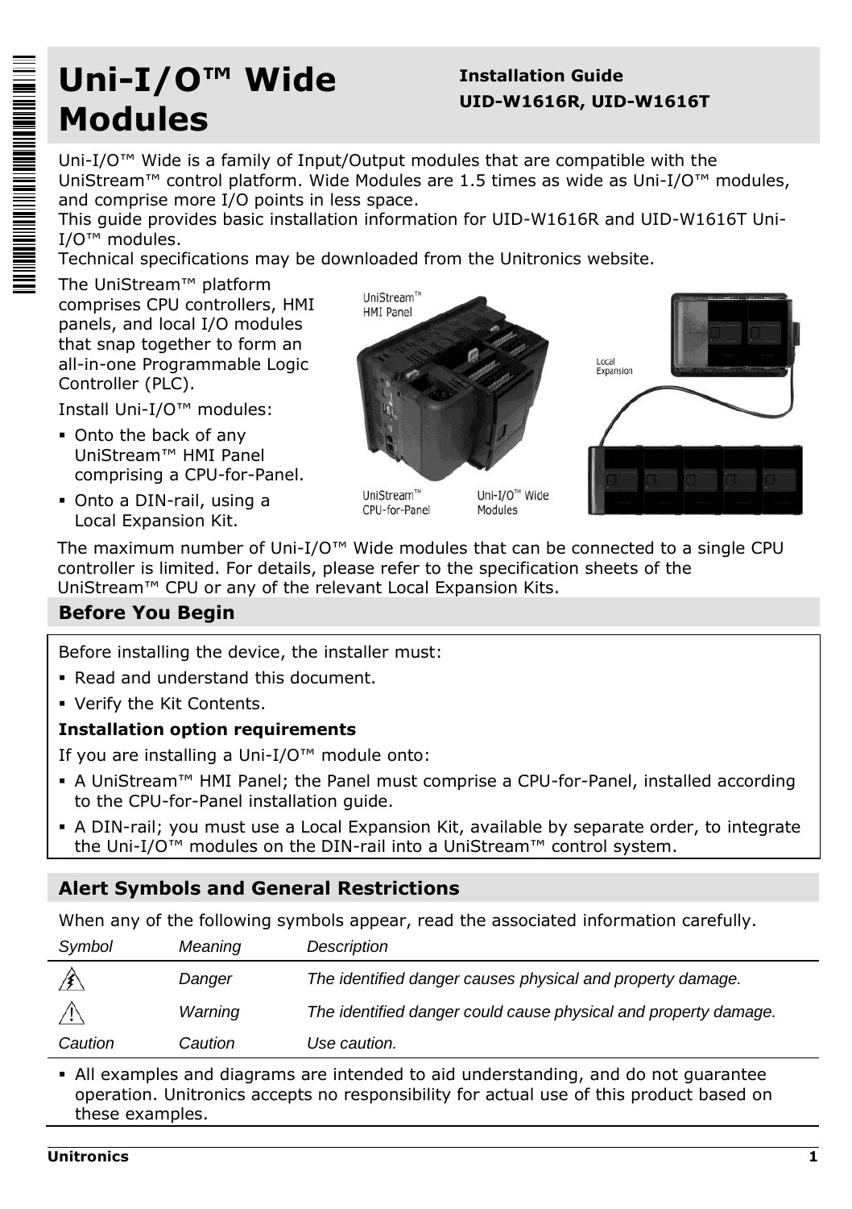# Uni-I/O™ Wide Modules

**Installation Guide**
**UID-W1616R, UID-W1616T**

Uni-I/O™ Wide is a family of Input/Output modules that are compatible with the UniStream™ control platform. Wide Modules are 1.5 times as wide as Uni-I/O™ modules, and comprise more I/O points in less space.
This guide provides basic installation information for UID-W1616R and UID-W1616T Uni-I/O™ modules.
Technical specifications may be downloaded from the Unitronics website.

The UniStream™ platform comprises CPU controllers, HMI panels, and local I/O modules that snap together to form an all-in-one Programmable Logic Controller (PLC).

Install Uni-I/O™ modules:

- Onto the back of any UniStream™ HMI Panel comprising a CPU-for-Panel.
- Onto a DIN-rail, using a Local Expansion Kit.

UniStream™ HMI Panel

UniStream™ CPU-for-Panel

Uni-I/O™ Wide Modules

Local Expansion

The maximum number of Uni-I/O™ Wide modules that can be connected to a single CPU controller is limited. For details, please refer to the specification sheets of the UniStream™ CPU or any of the relevant Local Expansion Kits.

## Before You Begin

Before installing the device, the installer must:

- Read and understand this document.
- Verify the Kit Contents.

**Installation option requirements**

If you are installing a Uni-I/O™ module onto:

- A UniStream™ HMI Panel; the Panel must comprise a CPU-for-Panel, installed according to the CPU-for-Panel installation guide.
- A DIN-rail; you must use a Local Expansion Kit, available by separate order, to integrate the Uni-I/O™ modules on the DIN-rail into a UniStream™ control system.

## Alert Symbols and General Restrictions

When any of the following symbols appear, read the associated information carefully.

| *Symbol* | *Meaning* | *Description* |
|---|---|---|
| ⚡ | *Danger* | *The identified danger causes physical and property damage.* |
| ⚠ | *Warning* | *The identified danger could cause physical and property damage.* |
| *Caution* | *Caution* | *Use caution.* |

- All examples and diagrams are intended to aid understanding, and do not guarantee operation. Unitronics accepts no responsibility for actual use of this product based on these examples.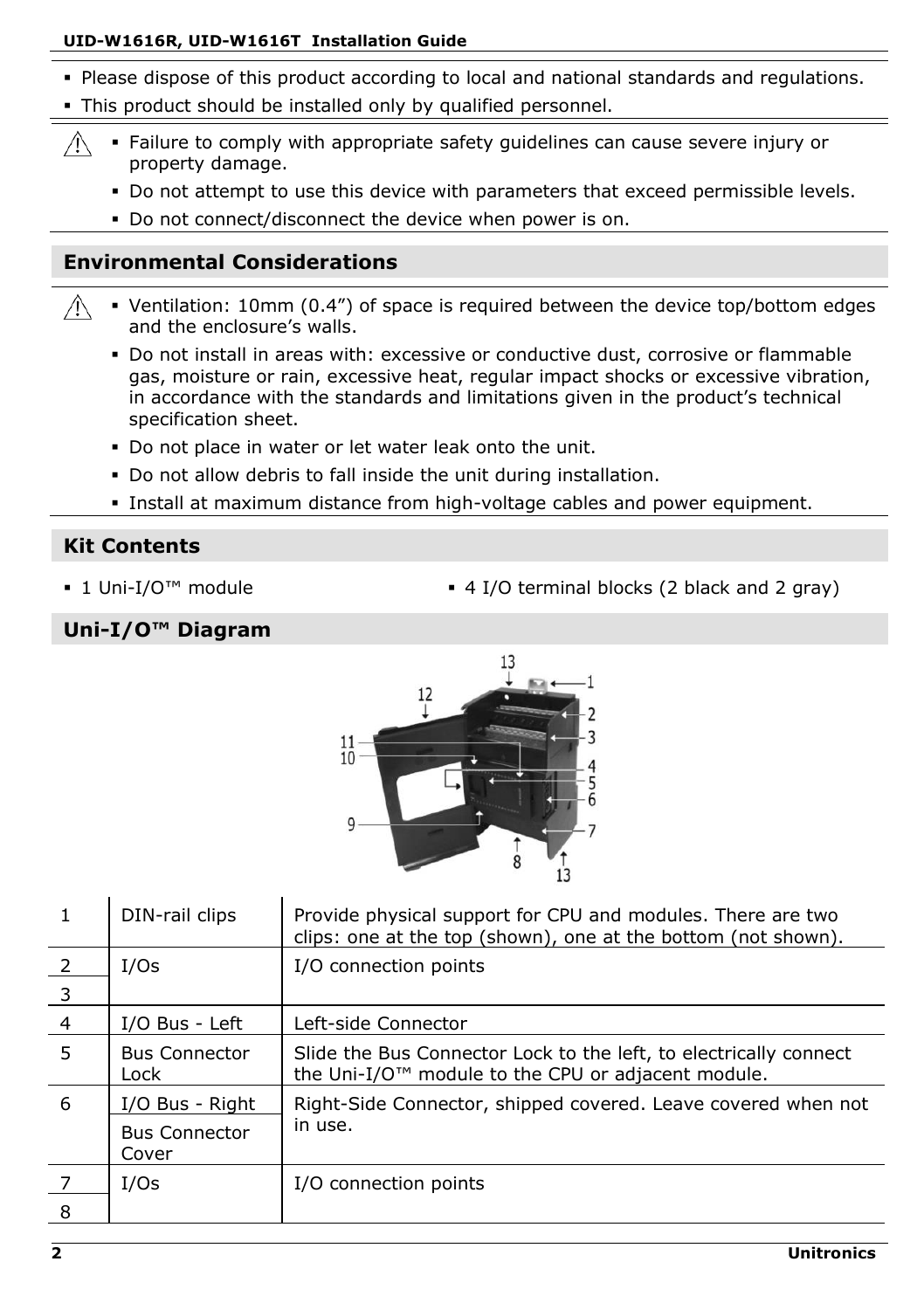- Please dispose of this product according to local and national standards and regulations.
- This product should be installed only by qualified personnel.

⚠

- Failure to comply with appropriate safety guidelines can cause severe injury or property damage.
- Do not attempt to use this device with parameters that exceed permissible levels.
- Do not connect/disconnect the device when power is on.

## Environmental Considerations

⚠

- Ventilation: 10mm (0.4”) of space is required between the device top/bottom edges and the enclosure’s walls.
- Do not install in areas with: excessive or conductive dust, corrosive or flammable gas, moisture or rain, excessive heat, regular impact shocks or excessive vibration, in accordance with the standards and limitations given in the product’s technical specification sheet.
- Do not place in water or let water leak onto the unit.
- Do not allow debris to fall inside the unit during installation.
- Install at maximum distance from high-voltage cables and power equipment.

## Kit Contents

- 1 Uni-I/O™ module
- 4 I/O terminal blocks (2 black and 2 gray)

## Uni-I/O™ Diagram

| | | |
|---|---|---|
| 1 | DIN-rail clips | Provide physical support for CPU and modules. There are two clips: one at the top (shown), one at the bottom (not shown). |
| 2 | I/Os | I/O connection points |
| 3 | | |
| 4 | I/O Bus - Left | Left-side Connector |
| 5 | Bus Connector Lock | Slide the Bus Connector Lock to the left, to electrically connect the Uni-I/O™ module to the CPU or adjacent module. |
| 6 | I/O Bus - Right | Right-Side Connector, shipped covered. Leave covered when not in use. |
| | Bus Connector Cover | |
| 7 | I/Os | I/O connection points |
| 8 | | |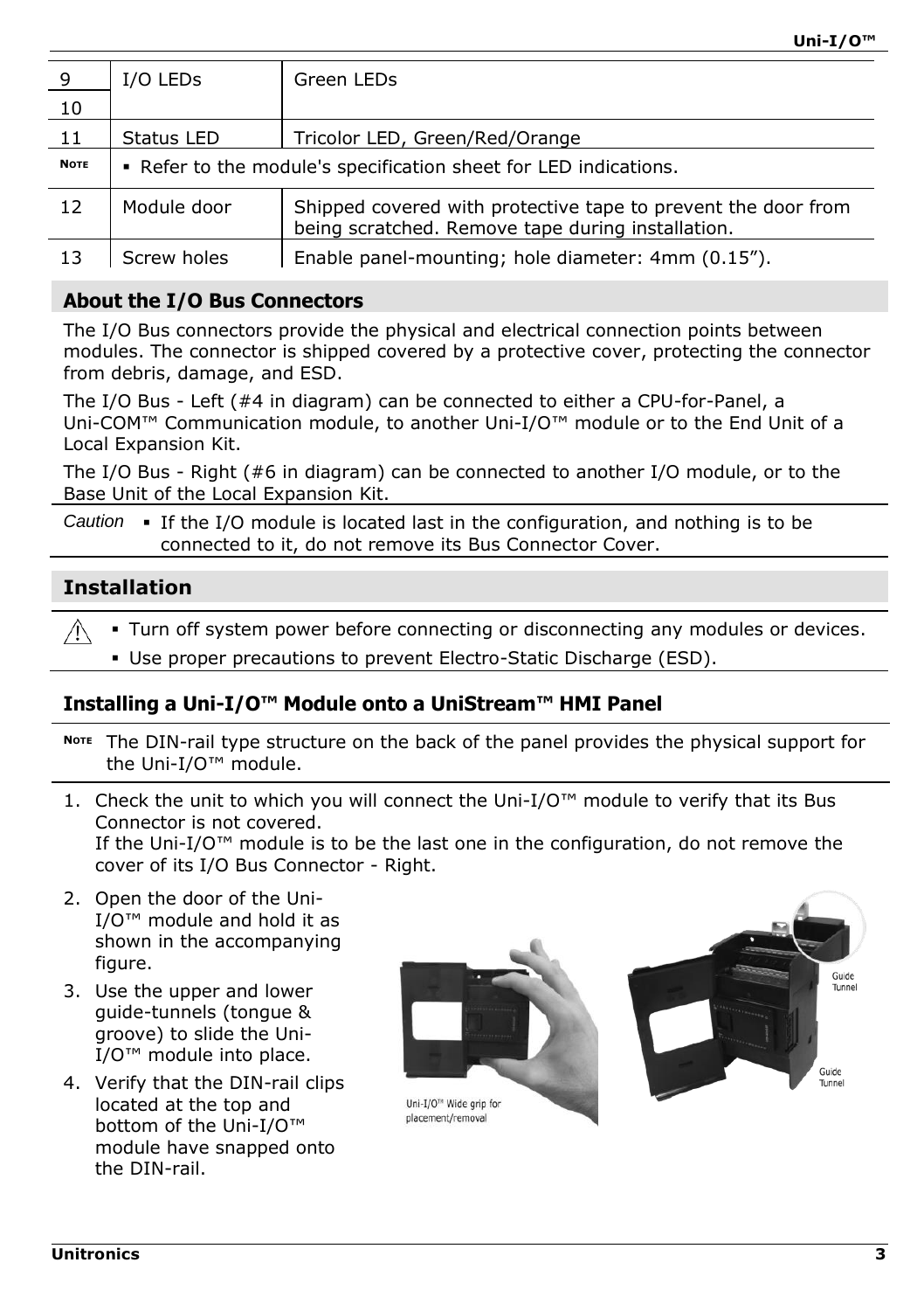| | | |
|---|---|---|
| 9 | I/O LEDs | Green LEDs |
| 10 | | |
| 11 | Status LED | Tricolor LED, Green/Red/Orange |
| NOTE | ▪ Refer to the module's specification sheet for LED indications. | |
| 12 | Module door | Shipped covered with protective tape to prevent the door from being scratched. Remove tape during installation. |
| 13 | Screw holes | Enable panel-mounting; hole diameter: 4mm (0.15"). |

## About the I/O Bus Connectors

The I/O Bus connectors provide the physical and electrical connection points between modules. The connector is shipped covered by a protective cover, protecting the connector from debris, damage, and ESD.

The I/O Bus - Left (#4 in diagram) can be connected to either a CPU-for-Panel, a Uni-COM™ Communication module, to another Uni-I/O™ module or to the End Unit of a Local Expansion Kit.

The I/O Bus - Right (#6 in diagram) can be connected to another I/O module, or to the Base Unit of the Local Expansion Kit.

*Caution* ▪ If the I/O module is located last in the configuration, and nothing is to be connected to it, do not remove its Bus Connector Cover.

## Installation

⚠ ▪ Turn off system power before connecting or disconnecting any modules or devices.
▪ Use proper precautions to prevent Electro-Static Discharge (ESD).

### Installing a Uni-I/O™ Module onto a UniStream™ HMI Panel

NOTE The DIN-rail type structure on the back of the panel provides the physical support for the Uni-I/O™ module.

1. Check the unit to which you will connect the Uni-I/O™ module to verify that its Bus Connector is not covered.
   If the Uni-I/O™ module is to be the last one in the configuration, do not remove the cover of its I/O Bus Connector - Right.
2. Open the door of the Uni-I/O™ module and hold it as shown in the accompanying figure.
3. Use the upper and lower guide-tunnels (tongue & groove) to slide the Uni-I/O™ module into place.
4. Verify that the DIN-rail clips located at the top and bottom of the Uni-I/O™ module have snapped onto the DIN-rail.

Uni-I/O™ Wide grip for placement/removal

Guide Tunnel

Guide Tunnel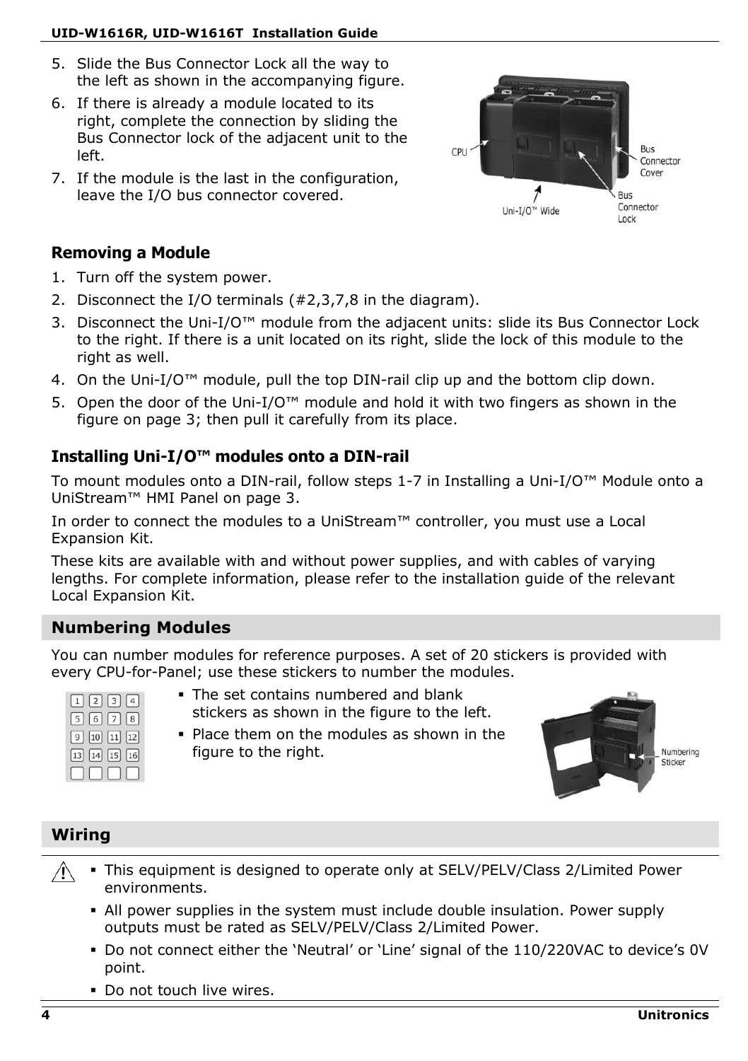5. Slide the Bus Connector Lock all the way to the left as shown in the accompanying figure.
6. If there is already a module located to its right, complete the connection by sliding the Bus Connector lock of the adjacent unit to the left.
7. If the module is the last in the configuration, leave the I/O bus connector covered.

### Removing a Module

1. Turn off the system power.
2. Disconnect the I/O terminals (#2,3,7,8 in the diagram).
3. Disconnect the Uni-I/O™ module from the adjacent units: slide its Bus Connector Lock to the right. If there is a unit located on its right, slide the lock of this module to the right as well.
4. On the Uni-I/O™ module, pull the top DIN-rail clip up and the bottom clip down.
5. Open the door of the Uni-I/O™ module and hold it with two fingers as shown in the figure on page 3; then pull it carefully from its place.

### Installing Uni-I/O™ modules onto a DIN-rail

To mount modules onto a DIN-rail, follow steps 1-7 in Installing a Uni-I/O™ Module onto a UniStream™ HMI Panel on page 3.

In order to connect the modules to a UniStream™ controller, you must use a Local Expansion Kit.

These kits are available with and without power supplies, and with cables of varying lengths. For complete information, please refer to the installation guide of the relevant Local Expansion Kit.

## Numbering Modules

You can number modules for reference purposes. A set of 20 stickers is provided with every CPU-for-Panel; use these stickers to number the modules.

- The set contains numbered and blank stickers as shown in the figure to the left.
- Place them on the modules as shown in the figure to the right.

## Wiring

- This equipment is designed to operate only at SELV/PELV/Class 2/Limited Power environments.
- All power supplies in the system must include double insulation. Power supply outputs must be rated as SELV/PELV/Class 2/Limited Power.
- Do not connect either the 'Neutral' or 'Line' signal of the 110/220VAC to device's 0V point.
- Do not touch live wires.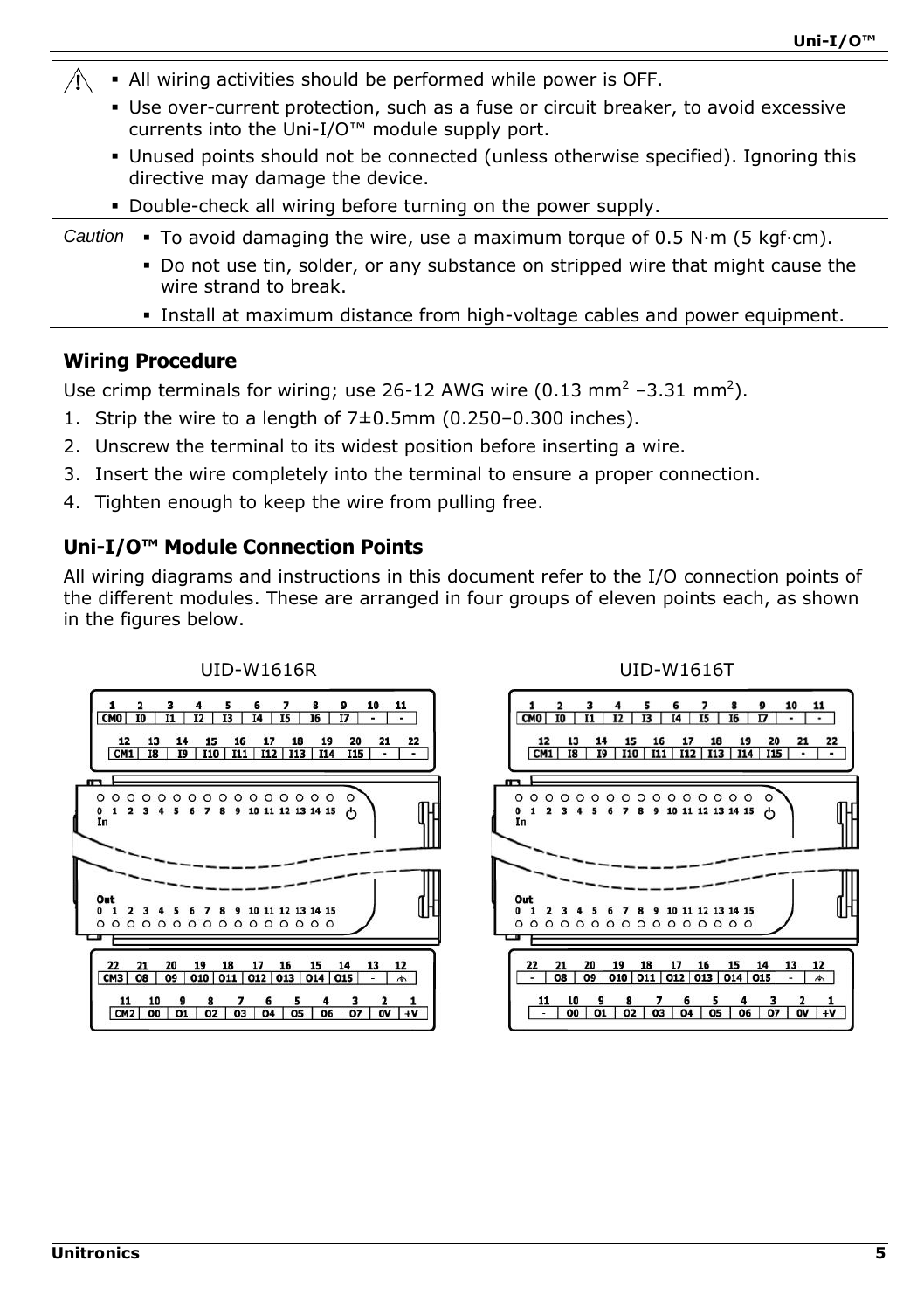- All wiring activities should be performed while power is OFF.
- Use over-current protection, such as a fuse or circuit breaker, to avoid excessive currents into the Uni-I/O™ module supply port.
- Unused points should not be connected (unless otherwise specified). Ignoring this directive may damage the device.
- Double-check all wiring before turning on the power supply.

*Caution*

- To avoid damaging the wire, use a maximum torque of 0.5 N·m (5 kgf·cm).
- Do not use tin, solder, or any substance on stripped wire that might cause the wire strand to break.
- Install at maximum distance from high-voltage cables and power equipment.

## Wiring Procedure

Use crimp terminals for wiring; use 26-12 AWG wire (0.13 mm$^2$ –3.31 mm$^2$).

1. Strip the wire to a length of 7±0.5mm (0.250–0.300 inches).
2. Unscrew the terminal to its widest position before inserting a wire.
3. Insert the wire completely into the terminal to ensure a proper connection.
4. Tighten enough to keep the wire from pulling free.

## Uni-I/O™ Module Connection Points

All wiring diagrams and instructions in this document refer to the I/O connection points of the different modules. These are arranged in four groups of eleven points each, as shown in the figures below.

UID-W1616R

| 1 | 2 | 3 | 4 | 5 | 6 | 7 | 8 | 9 | 10 | 11 |
|---|---|---|---|---|---|---|---|---|---|---|
| CM0 | I0 | I1 | I2 | I3 | I4 | I5 | I6 | I7 | - | - |

| 12 | 13 | 14 | 15 | 16 | 17 | 18 | 19 | 20 | 21 | 22 |
|---|---|---|---|---|---|---|---|---|---|---|
| CM1 | I8 | I9 | I10 | I11 | I12 | I13 | I14 | I15 | - | - |

| 22 | 21 | 20 | 19 | 18 | 17 | 16 | 15 | 14 | 13 | 12 |
|---|---|---|---|---|---|---|---|---|---|---|
| CM3 | O8 | O9 | O10 | O11 | O12 | O13 | O14 | O15 | - | ⏚ |

| 11 | 10 | 9 | 8 | 7 | 6 | 5 | 4 | 3 | 2 | 1 |
|---|---|---|---|---|---|---|---|---|---|---|
| CM2 | O0 | O1 | O2 | O3 | O4 | O5 | O6 | O7 | 0V | +V |

UID-W1616T

| 1 | 2 | 3 | 4 | 5 | 6 | 7 | 8 | 9 | 10 | 11 |
|---|---|---|---|---|---|---|---|---|---|---|
| CM0 | I0 | I1 | I2 | I3 | I4 | I5 | I6 | I7 | - | - |

| 12 | 13 | 14 | 15 | 16 | 17 | 18 | 19 | 20 | 21 | 22 |
|---|---|---|---|---|---|---|---|---|---|---|
| CM1 | I8 | I9 | I10 | I11 | I12 | I13 | I14 | I15 | - | - |

| 22 | 21 | 20 | 19 | 18 | 17 | 16 | 15 | 14 | 13 | 12 |
|---|---|---|---|---|---|---|---|---|---|---|
| - | O8 | O9 | O10 | O11 | O12 | O13 | O14 | O15 | - | ⏚ |

| 11 | 10 | 9 | 8 | 7 | 6 | 5 | 4 | 3 | 2 | 1 |
|---|---|---|---|---|---|---|---|---|---|---|
| - | O0 | O1 | O2 | O3 | O4 | O5 | O6 | O7 | 0V | +V |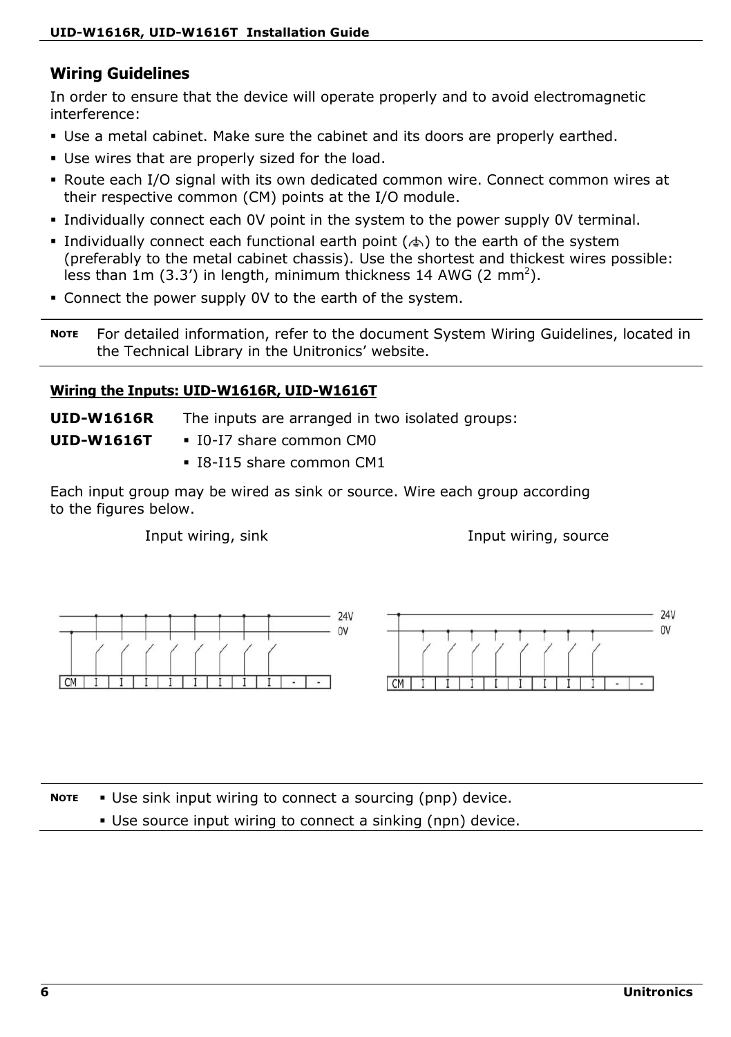## Wiring Guidelines

In order to ensure that the device will operate properly and to avoid electromagnetic interference:

- Use a metal cabinet. Make sure the cabinet and its doors are properly earthed.
- Use wires that are properly sized for the load.
- Route each I/O signal with its own dedicated common wire. Connect common wires at their respective common (CM) points at the I/O module.
- Individually connect each 0V point in the system to the power supply 0V terminal.
- Individually connect each functional earth point (⏚) to the earth of the system (preferably to the metal cabinet chassis). Use the shortest and thickest wires possible: less than 1m (3.3') in length, minimum thickness 14 AWG (2 mm$^2$).
- Connect the power supply 0V to the earth of the system.

**NOTE** For detailed information, refer to the document System Wiring Guidelines, located in the Technical Library in the Unitronics' website.

### Wiring the Inputs: UID-W1616R, UID-W1616T

**UID-W1616R**
**UID-W1616T**

The inputs are arranged in two isolated groups:

- I0-I7 share common CM0
- I8-I15 share common CM1

Each input group may be wired as sink or source. Wire each group according to the figures below.

Input wiring, sink

Input wiring, source

**NOTE**

- Use sink input wiring to connect a sourcing (pnp) device.
- Use source input wiring to connect a sinking (npn) device.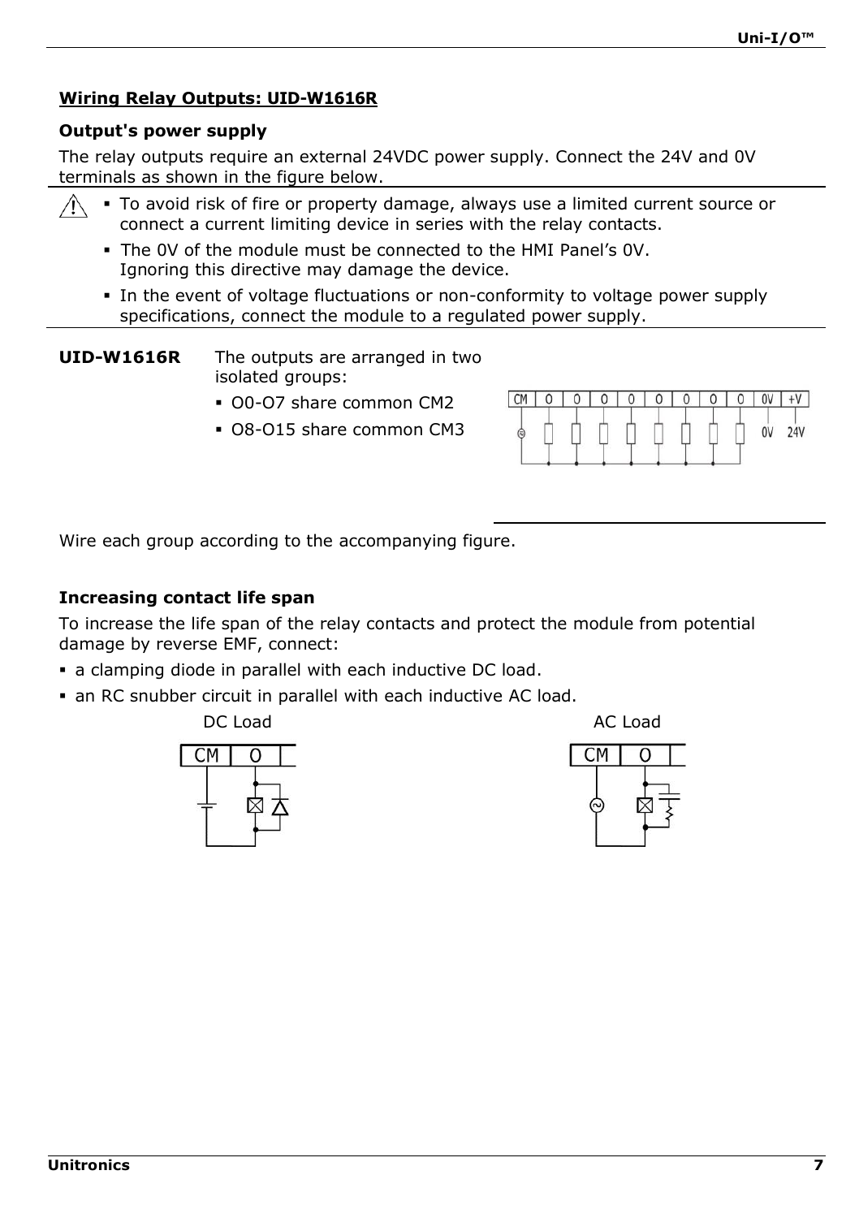## Wiring Relay Outputs: UID-W1616R

### Output's power supply

The relay outputs require an external 24VDC power supply. Connect the 24V and 0V terminals as shown in the figure below.

- To avoid risk of fire or property damage, always use a limited current source or connect a current limiting device in series with the relay contacts.
- The 0V of the module must be connected to the HMI Panel's 0V.
  Ignoring this directive may damage the device.
- In the event of voltage fluctuations or non-conformity to voltage power supply specifications, connect the module to a regulated power supply.

**UID-W1616R** The outputs are arranged in two isolated groups:

- O0-O7 share common CM2
- O8-O15 share common CM3

Wire each group according to the accompanying figure.

### Increasing contact life span

To increase the life span of the relay contacts and protect the module from potential damage by reverse EMF, connect:

- a clamping diode in parallel with each inductive DC load.
- an RC snubber circuit in parallel with each inductive AC load.

DC Load

AC Load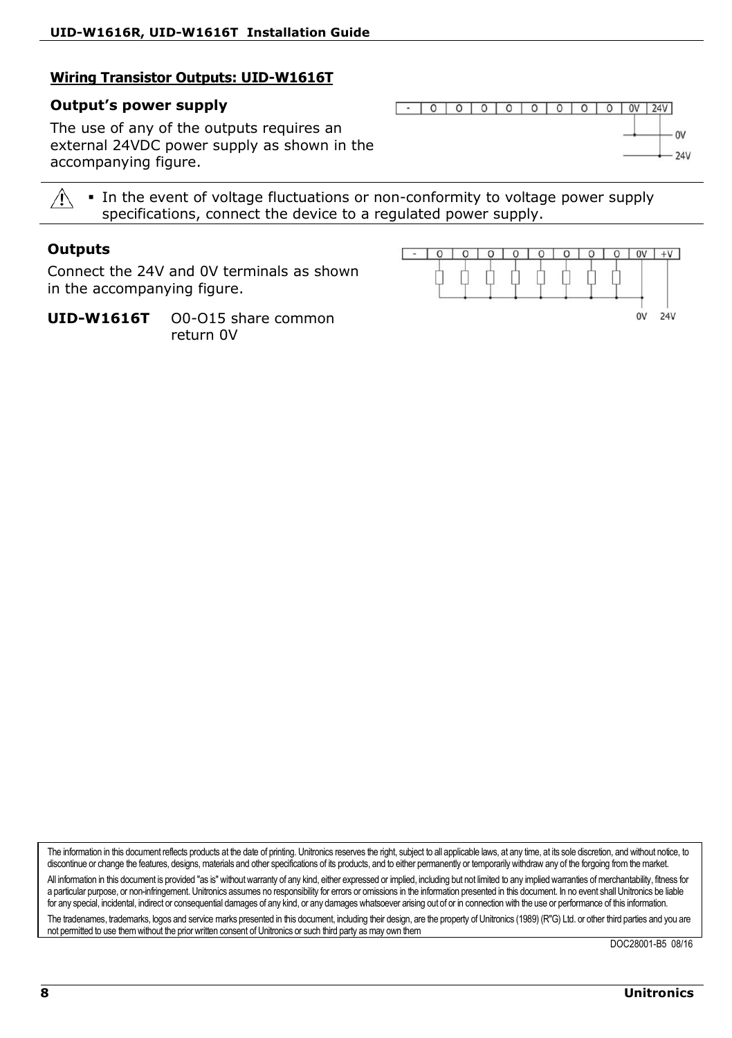## Wiring Transistor Outputs: UID-W1616T

### Output's power supply

The use of any of the outputs requires an external 24VDC power supply as shown in the accompanying figure.

- 0 0 0 0 0 0 0 0 0V 24V

0V

24V

⚠ ▪ In the event of voltage fluctuations or non-conformity to voltage power supply specifications, connect the device to a regulated power supply.

### Outputs

Connect the 24V and 0V terminals as shown in the accompanying figure.

- 0 0 0 0 0 0 0 0 0V +V

0V 24V

**UID-W1616T** O0-O15 share common return 0V

The information in this document reflects products at the date of printing. Unitronics reserves the right, subject to all applicable laws, at any time, at its sole discretion, and without notice, to discontinue or change the features, designs, materials and other specifications of its products, and to either permanently or temporarily withdraw any of the forgoing from the market.

All information in this document is provided "as is" without warranty of any kind, either expressed or implied, including but not limited to any implied warranties of merchantability, fitness for a particular purpose, or non-infringement. Unitronics assumes no responsibility for errors or omissions in the information presented in this document. In no event shall Unitronics be liable for any special, incidental, indirect or consequential damages of any kind, or any damages whatsoever arising out of or in connection with the use or performance of this information.

The tradenames, trademarks, logos and service marks presented in this document, including their design, are the property of Unitronics (1989) (R"G) Ltd. or other third parties and you are not permitted to use them without the prior written consent of Unitronics or such third party as may own them

DOC28001-B5 08/16